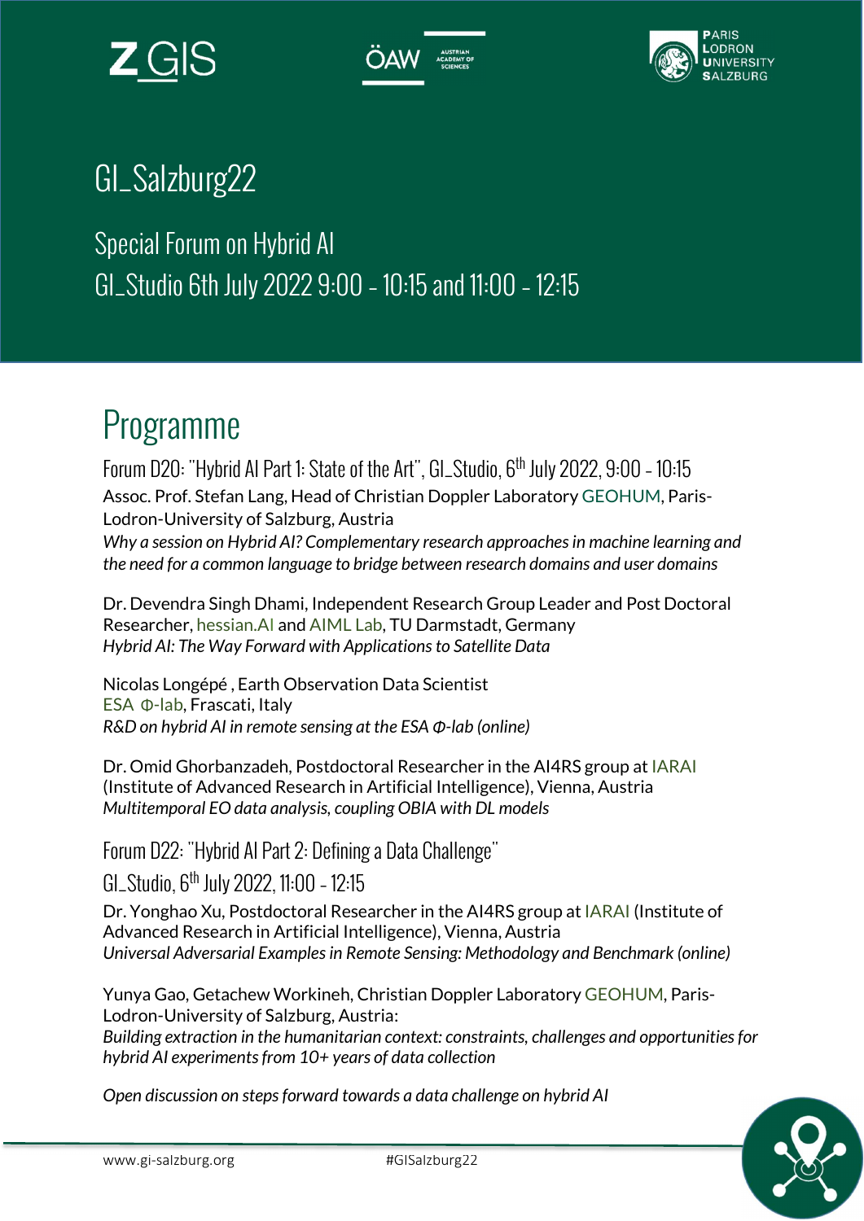# GI_Salzburg22

## Special Forum on Hybrid AI

## GI_Studio 6th July 2022 9:00 - 10:15 and 11:00 - 12:15

# Programme

### Forum D20: "Hybrid AI Part 1: State of the Art", GI_Studio, 6th July 2022, 9:00 - 10:15

Assoc. Prof. Stefan Lang, Head of Christian Doppler Laboratory GEOHUM, Paris-Lodron-University of Salzburg, Austria
*Why a session on Hybrid AI? Complementary research approaches in machine learning and the need for a common language to bridge between research domains and user domains*

Dr. Devendra Singh Dhami, Independent Research Group Leader and Post Doctoral Researcher, hessian.AI and AIML Lab, TU Darmstadt, Germany
*Hybrid AI: The Way Forward with Applications to Satellite Data*

Nicolas Longépé , Earth Observation Data Scientist
ESA Φ-lab, Frascati, Italy
*R&D on hybrid AI in remote sensing at the ESA Φ-lab (online)*

Dr. Omid Ghorbanzadeh, Postdoctoral Researcher in the AI4RS group at IARAI (Institute of Advanced Research in Artificial Intelligence), Vienna, Austria
*Multitemporal EO data analysis, coupling OBIA with DL models*

### Forum D22: "Hybrid AI Part 2: Defining a Data Challenge"

### GI_Studio, 6th July 2022, 11:00 - 12:15

Dr. Yonghao Xu, Postdoctoral Researcher in the AI4RS group at IARAI (Institute of Advanced Research in Artificial Intelligence), Vienna, Austria
*Universal Adversarial Examples in Remote Sensing: Methodology and Benchmark (online)*

Yunya Gao, Getachew Workineh, Christian Doppler Laboratory GEOHUM, Paris-Lodron-University of Salzburg, Austria:
*Building extraction in the humanitarian context: constraints, challenges and opportunities for hybrid AI experiments from 10+ years of data collection*

*Open discussion on steps forward towards a data challenge on hybrid AI*

www.gi-salzburg.org #GISalzburg22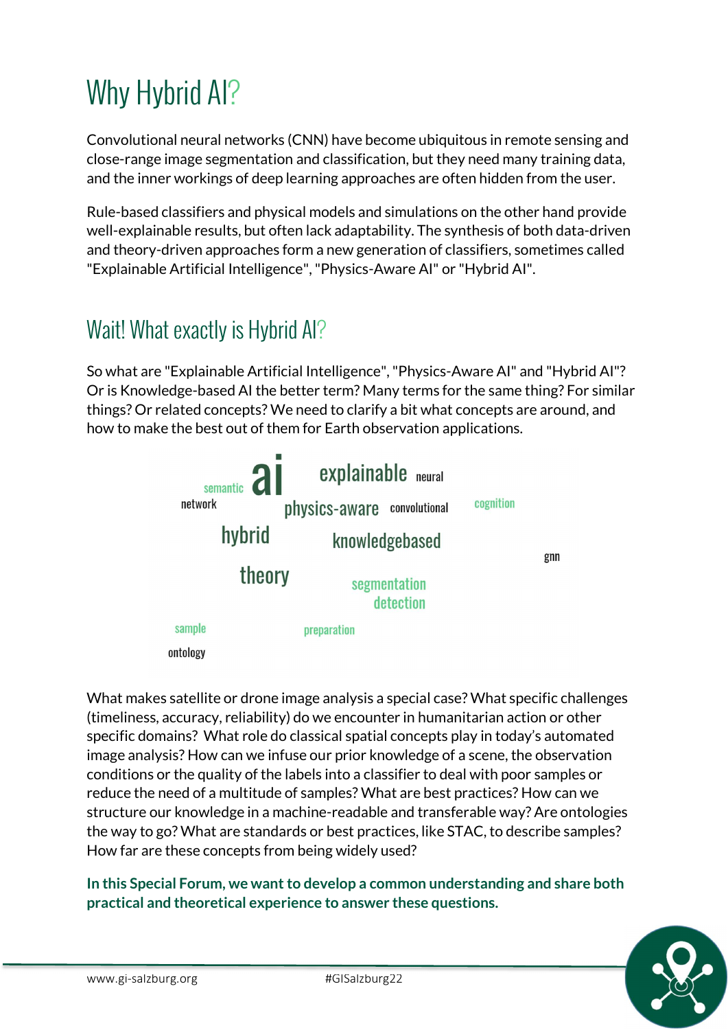# Why Hybrid AI?

Convolutional neural networks (CNN) have become ubiquitous in remote sensing and close-range image segmentation and classification, but they need many training data, and the inner workings of deep learning approaches are often hidden from the user.

Rule-based classifiers and physical models and simulations on the other hand provide well-explainable results, but often lack adaptability. The synthesis of both data-driven and theory-driven approaches form a new generation of classifiers, sometimes called "Explainable Artificial Intelligence", "Physics-Aware AI" or "Hybrid AI".

## Wait! What exactly is Hybrid AI?

So what are "Explainable Artificial Intelligence", "Physics-Aware AI" and "Hybrid AI"? Or is Knowledge-based AI the better term? Many terms for the same thing? For similar things? Or related concepts? We need to clarify a bit what concepts are around, and how to make the best out of them for Earth observation applications.

What makes satellite or drone image analysis a special case? What specific challenges (timeliness, accuracy, reliability) do we encounter in humanitarian action or other specific domains? What role do classical spatial concepts play in today's automated image analysis? How can we infuse our prior knowledge of a scene, the observation conditions or the quality of the labels into a classifier to deal with poor samples or reduce the need of a multitude of samples? What are best practices? How can we structure our knowledge in a machine-readable and transferable way? Are ontologies the way to go? What are standards or best practices, like STAC, to describe samples? How far are these concepts from being widely used?

**In this Special Forum, we want to develop a common understanding and share both practical and theoretical experience to answer these questions.**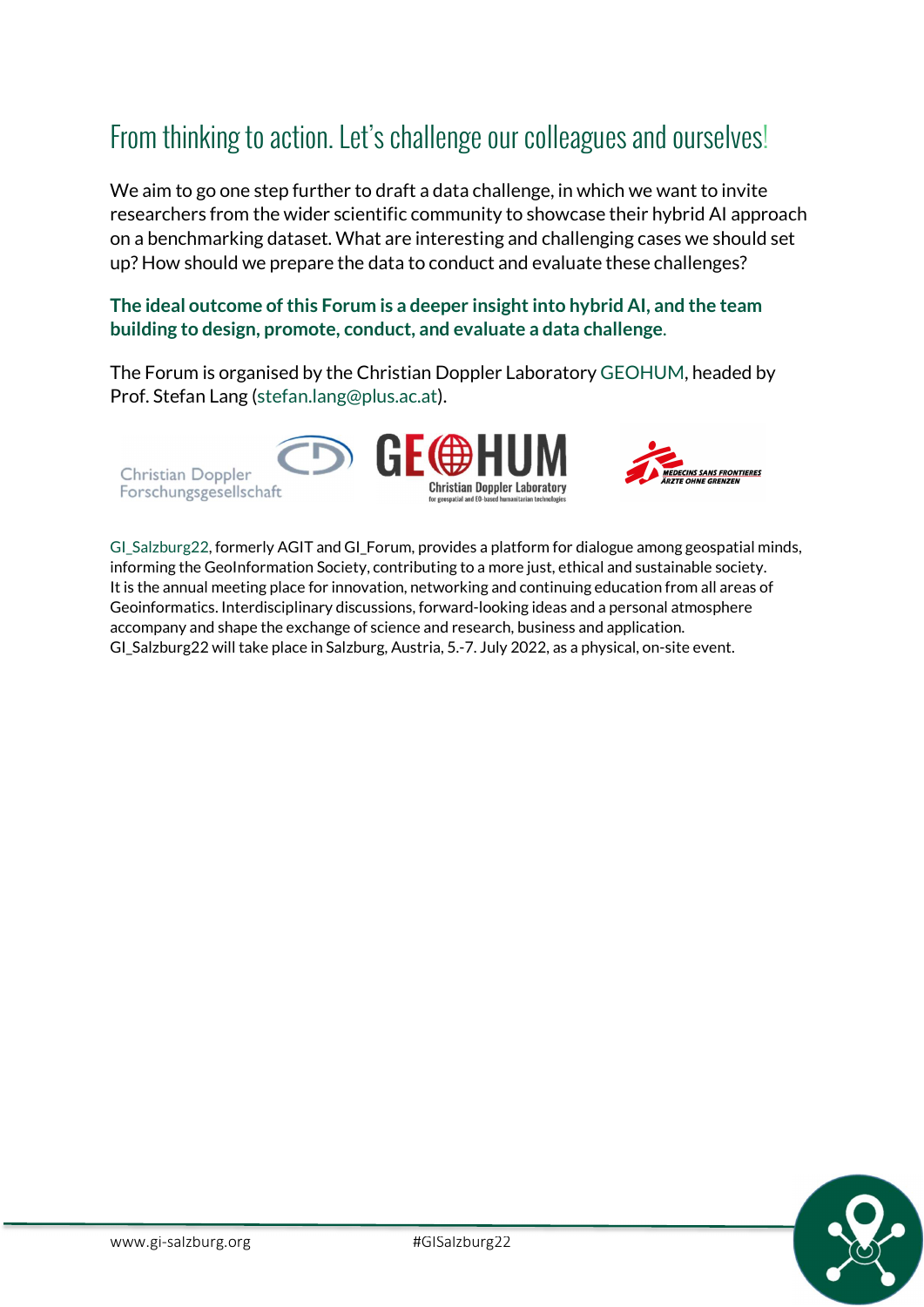## From thinking to action. Let's challenge our colleagues and ourselves!

We aim to go one step further to draft a data challenge, in which we want to invite researchers from the wider scientific community to showcase their hybrid AI approach on a benchmarking dataset. What are interesting and challenging cases we should set up? How should we prepare the data to conduct and evaluate these challenges?

**The ideal outcome of this Forum is a deeper insight into hybrid AI, and the team building to design, promote, conduct, and evaluate a data challenge.**

The Forum is organised by the Christian Doppler Laboratory GEOHUM, headed by Prof. Stefan Lang (stefan.lang@plus.ac.at).

GI_Salzburg22, formerly AGIT and GI_Forum, provides a platform for dialogue among geospatial minds, informing the GeoInformation Society, contributing to a more just, ethical and sustainable society. It is the annual meeting place for innovation, networking and continuing education from all areas of Geoinformatics. Interdisciplinary discussions, forward-looking ideas and a personal atmosphere accompany and shape the exchange of science and research, business and application. GI_Salzburg22 will take place in Salzburg, Austria, 5.-7. July 2022, as a physical, on-site event.